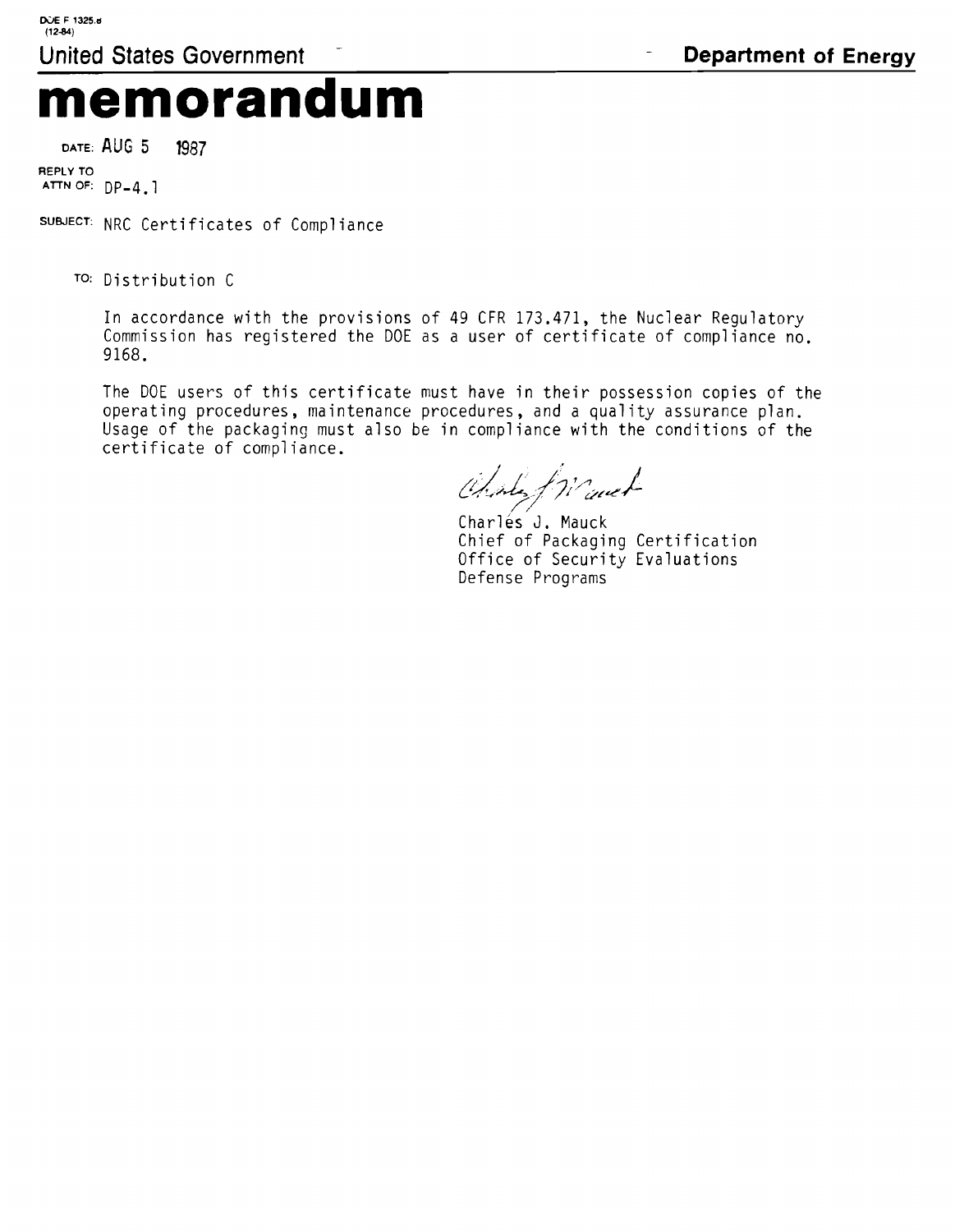DOE F 1325.8
(12-84)

United States Government — Department of Energy

# memorandum

DATE: AUG 5 1987

REPLY TO
ATTN OF: DP-4.1

SUBJECT: NRC Certificates of Compliance

TO: Distribution C

In accordance with the provisions of 49 CFR 173.471, the Nuclear Regulatory Commission has registered the DOE as a user of certificate of compliance no. 9168.

The DOE users of this certificate must have in their possession copies of the operating procedures, maintenance procedures, and a quality assurance plan. Usage of the packaging must also be in compliance with the conditions of the certificate of compliance.

Charles J. Mauck
Chief of Packaging Certification
Office of Security Evaluations
Defense Programs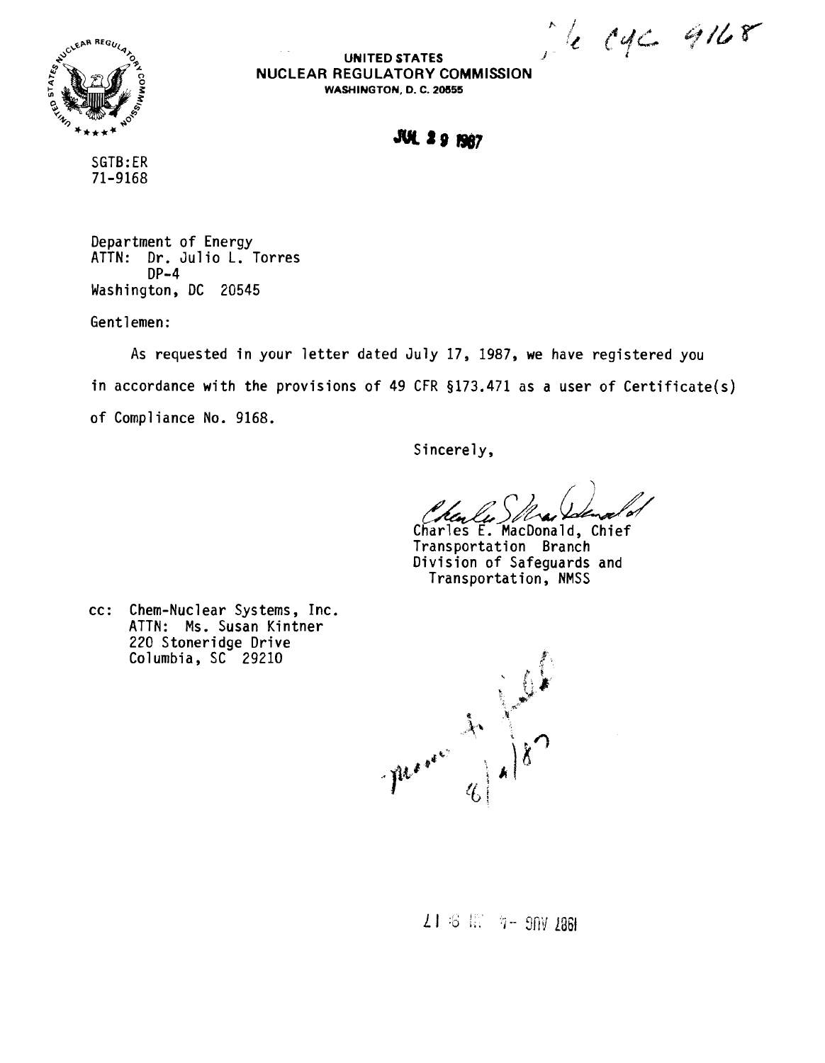**UNITED STATES**
**NUCLEAR REGULATORY COMMISSION**
**WASHINGTON, D. C. 20555**

**JUL 29 1987**

SGTB:ER
71-9168

Department of Energy
ATTN: Dr. Julio L. Torres
DP-4
Washington, DC 20545

Gentlemen:

As requested in your letter dated July 17, 1987, we have registered you in accordance with the provisions of 49 CFR §173.471 as a user of Certificate(s) of Compliance No. 9168.

Sincerely,

Charles E. MacDonald, Chief
Transportation Branch
Division of Safeguards and
Transportation, NMSS

cc: Chem-Nuclear Systems, Inc.
ATTN: Ms. Susan Kintner
220 Stoneridge Drive
Columbia, SC 29210